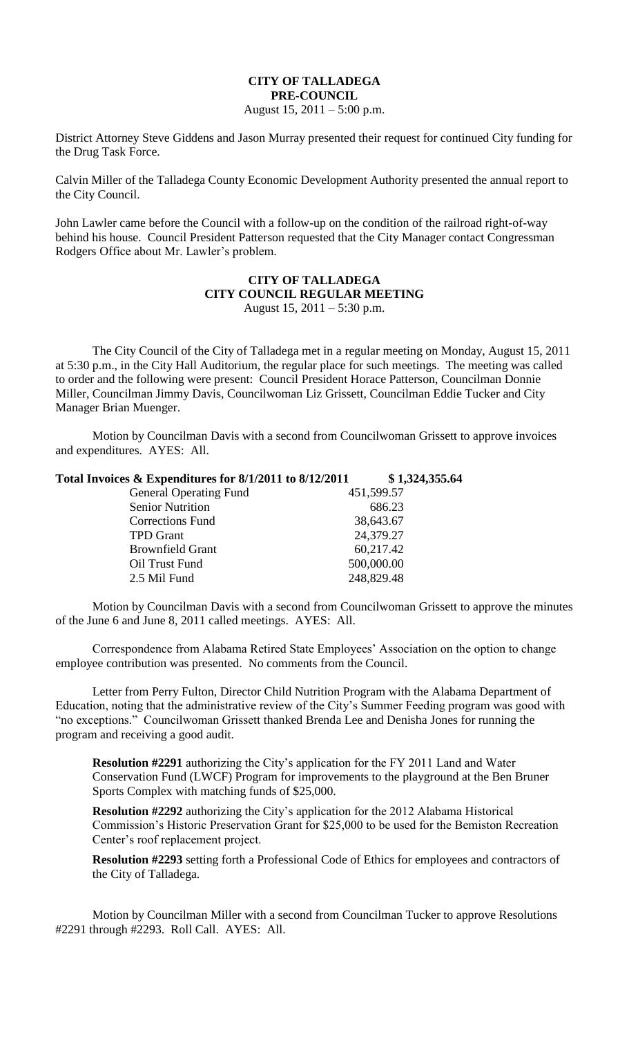# CITY OF TALLADEGA
## PRE-COUNCIL
August 15, 2011 – 5:00 p.m.

District Attorney Steve Giddens and Jason Murray presented their request for continued City funding for the Drug Task Force.

Calvin Miller of the Talladega County Economic Development Authority presented the annual report to the City Council.

John Lawler came before the Council with a follow-up on the condition of the railroad right-of-way behind his house. Council President Patterson requested that the City Manager contact Congressman Rodgers Office about Mr. Lawler's problem.

# CITY OF TALLADEGA
## CITY COUNCIL REGULAR MEETING
August 15, 2011 – 5:30 p.m.

The City Council of the City of Talladega met in a regular meeting on Monday, August 15, 2011 at 5:30 p.m., in the City Hall Auditorium, the regular place for such meetings. The meeting was called to order and the following were present: Council President Horace Patterson, Councilman Donnie Miller, Councilman Jimmy Davis, Councilwoman Liz Grissett, Councilman Eddie Tucker and City Manager Brian Muenger.

Motion by Councilman Davis with a second from Councilwoman Grissett to approve invoices and expenditures. AYES: All.

**Total Invoices & Expenditures for 8/1/2011 to 8/12/2011 $ 1,324,355.64**

| | |
|---|---|
| General Operating Fund | 451,599.57 |
| Senior Nutrition | 686.23 |
| Corrections Fund | 38,643.67 |
| TPD Grant | 24,379.27 |
| Brownfield Grant | 60,217.42 |
| Oil Trust Fund | 500,000.00 |
| 2.5 Mil Fund | 248,829.48 |

Motion by Councilman Davis with a second from Councilwoman Grissett to approve the minutes of the June 6 and June 8, 2011 called meetings. AYES: All.

Correspondence from Alabama Retired State Employees' Association on the option to change employee contribution was presented. No comments from the Council.

Letter from Perry Fulton, Director Child Nutrition Program with the Alabama Department of Education, noting that the administrative review of the City's Summer Feeding program was good with "no exceptions." Councilwoman Grissett thanked Brenda Lee and Denisha Jones for running the program and receiving a good audit.

**Resolution #2291** authorizing the City's application for the FY 2011 Land and Water Conservation Fund (LWCF) Program for improvements to the playground at the Ben Bruner Sports Complex with matching funds of $25,000.

**Resolution #2292** authorizing the City's application for the 2012 Alabama Historical Commission's Historic Preservation Grant for $25,000 to be used for the Bemiston Recreation Center's roof replacement project.

**Resolution #2293** setting forth a Professional Code of Ethics for employees and contractors of the City of Talladega.

Motion by Councilman Miller with a second from Councilman Tucker to approve Resolutions #2291 through #2293. Roll Call. AYES: All.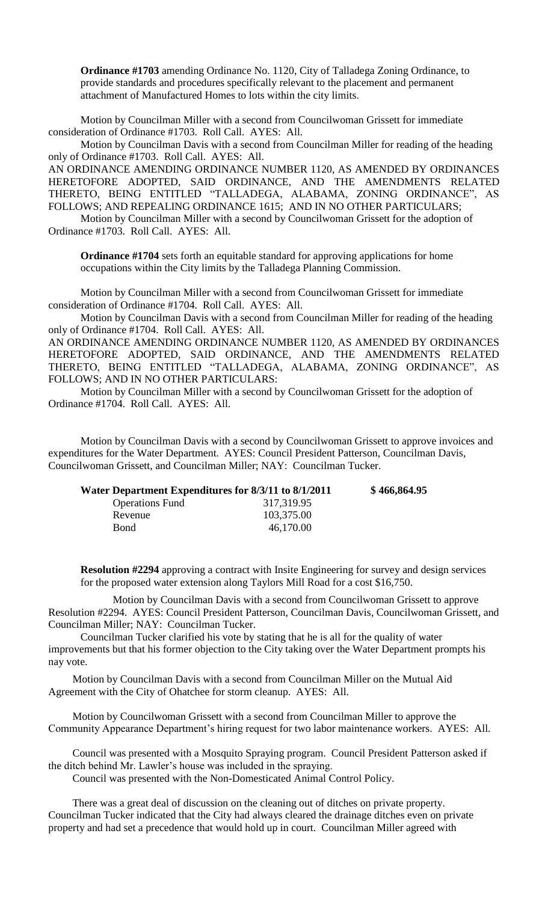**Ordinance #1703** amending Ordinance No. 1120, City of Talladega Zoning Ordinance, to provide standards and procedures specifically relevant to the placement and permanent attachment of Manufactured Homes to lots within the city limits.

Motion by Councilman Miller with a second from Councilwoman Grissett for immediate consideration of Ordinance #1703. Roll Call. AYES: All.

Motion by Councilman Davis with a second from Councilman Miller for reading of the heading only of Ordinance #1703. Roll Call. AYES: All.

AN ORDINANCE AMENDING ORDINANCE NUMBER 1120, AS AMENDED BY ORDINANCES HERETOFORE ADOPTED, SAID ORDINANCE, AND THE AMENDMENTS RELATED THERETO, BEING ENTITLED "TALLADEGA, ALABAMA, ZONING ORDINANCE", AS FOLLOWS; AND REPEALING ORDINANCE 1615; AND IN NO OTHER PARTICULARS;

Motion by Councilman Miller with a second by Councilwoman Grissett for the adoption of Ordinance #1703. Roll Call. AYES: All.

**Ordinance #1704** sets forth an equitable standard for approving applications for home occupations within the City limits by the Talladega Planning Commission.

Motion by Councilman Miller with a second from Councilwoman Grissett for immediate consideration of Ordinance #1704. Roll Call. AYES: All.

Motion by Councilman Davis with a second from Councilman Miller for reading of the heading only of Ordinance #1704. Roll Call. AYES: All.

AN ORDINANCE AMENDING ORDINANCE NUMBER 1120, AS AMENDED BY ORDINANCES HERETOFORE ADOPTED, SAID ORDINANCE, AND THE AMENDMENTS RELATED THERETO, BEING ENTITLED "TALLADEGA, ALABAMA, ZONING ORDINANCE", AS FOLLOWS; AND IN NO OTHER PARTICULARS:

Motion by Councilman Miller with a second by Councilwoman Grissett for the adoption of Ordinance #1704. Roll Call. AYES: All.

Motion by Councilman Davis with a second by Councilwoman Grissett to approve invoices and expenditures for the Water Department. AYES: Council President Patterson, Councilman Davis, Councilwoman Grissett, and Councilman Miller; NAY: Councilman Tucker.

| **Water Department Expenditures for 8/3/11 to 8/1/2011** | | **$ 466,864.95** |
|---|---|---|
| Operations Fund | 317,319.95 | |
| Revenue | 103,375.00 | |
| Bond | 46,170.00 | |

**Resolution #2294** approving a contract with Insite Engineering for survey and design services for the proposed water extension along Taylors Mill Road for a cost $16,750.

Motion by Councilman Davis with a second from Councilwoman Grissett to approve Resolution #2294. AYES: Council President Patterson, Councilman Davis, Councilwoman Grissett, and Councilman Miller; NAY: Councilman Tucker.

Councilman Tucker clarified his vote by stating that he is all for the quality of water improvements but that his former objection to the City taking over the Water Department prompts his nay vote.

Motion by Councilman Davis with a second from Councilman Miller on the Mutual Aid Agreement with the City of Ohatchee for storm cleanup. AYES: All.

Motion by Councilwoman Grissett with a second from Councilman Miller to approve the Community Appearance Department's hiring request for two labor maintenance workers. AYES: All.

Council was presented with a Mosquito Spraying program. Council President Patterson asked if the ditch behind Mr. Lawler's house was included in the spraying.

Council was presented with the Non-Domesticated Animal Control Policy.

There was a great deal of discussion on the cleaning out of ditches on private property. Councilman Tucker indicated that the City had always cleared the drainage ditches even on private property and had set a precedence that would hold up in court. Councilman Miller agreed with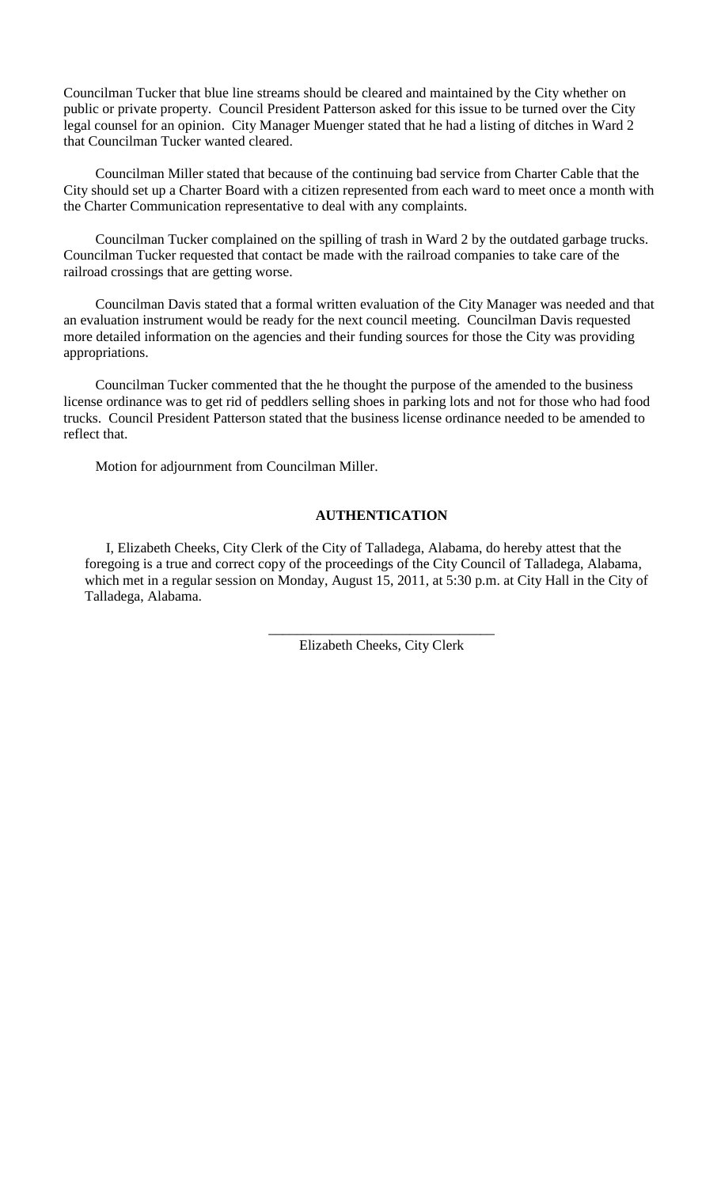Councilman Tucker that blue line streams should be cleared and maintained by the City whether on public or private property. Council President Patterson asked for this issue to be turned over the City legal counsel for an opinion. City Manager Muenger stated that he had a listing of ditches in Ward 2 that Councilman Tucker wanted cleared.

Councilman Miller stated that because of the continuing bad service from Charter Cable that the City should set up a Charter Board with a citizen represented from each ward to meet once a month with the Charter Communication representative to deal with any complaints.

Councilman Tucker complained on the spilling of trash in Ward 2 by the outdated garbage trucks. Councilman Tucker requested that contact be made with the railroad companies to take care of the railroad crossings that are getting worse.

Councilman Davis stated that a formal written evaluation of the City Manager was needed and that an evaluation instrument would be ready for the next council meeting. Councilman Davis requested more detailed information on the agencies and their funding sources for those the City was providing appropriations.

Councilman Tucker commented that the he thought the purpose of the amended to the business license ordinance was to get rid of peddlers selling shoes in parking lots and not for those who had food trucks. Council President Patterson stated that the business license ordinance needed to be amended to reflect that.

Motion for adjournment from Councilman Miller.

**AUTHENTICATION**

I, Elizabeth Cheeks, City Clerk of the City of Talladega, Alabama, do hereby attest that the foregoing is a true and correct copy of the proceedings of the City Council of Talladega, Alabama, which met in a regular session on Monday, August 15, 2011, at 5:30 p.m. at City Hall in the City of Talladega, Alabama.

\_\_\_\_\_\_\_\_\_\_\_\_\_\_\_\_\_\_\_\_\_\_\_\_\_\_\_\_\_\_\_\_

Elizabeth Cheeks, City Clerk